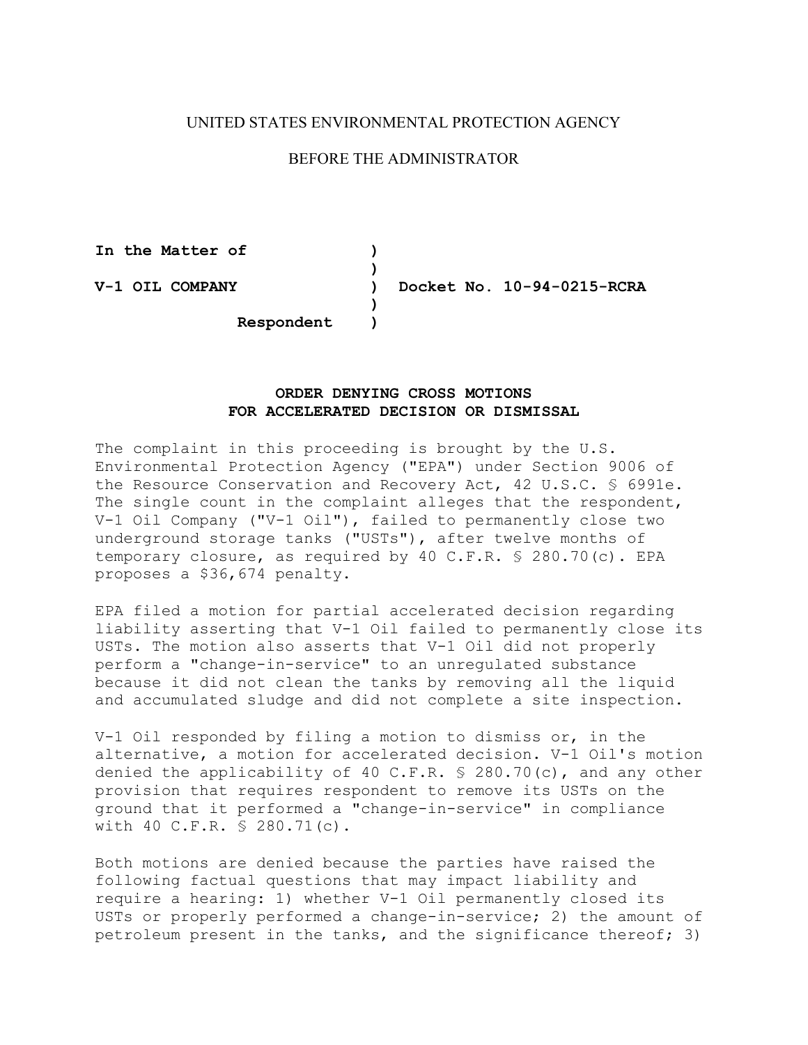UNITED STATES ENVIRONMENTAL PROTECTION AGENCY

BEFORE THE ADMINISTRATOR

**In the Matter of )**
**)**
**V-1 OIL COMPANY ) Docket No. 10-94-0215-RCRA**
**)**
**Respondent )**

**ORDER DENYING CROSS MOTIONS FOR ACCELERATED DECISION OR DISMISSAL**

The complaint in this proceeding is brought by the U.S. Environmental Protection Agency ("EPA") under Section 9006 of the Resource Conservation and Recovery Act, 42 U.S.C. § 6991e. The single count in the complaint alleges that the respondent, V-1 Oil Company ("V-1 Oil"), failed to permanently close two underground storage tanks ("USTs"), after twelve months of temporary closure, as required by 40 C.F.R. § 280.70(c). EPA proposes a $36,674 penalty.

EPA filed a motion for partial accelerated decision regarding liability asserting that V-1 Oil failed to permanently close its USTs. The motion also asserts that V-1 Oil did not properly perform a "change-in-service" to an unregulated substance because it did not clean the tanks by removing all the liquid and accumulated sludge and did not complete a site inspection.

V-1 Oil responded by filing a motion to dismiss or, in the alternative, a motion for accelerated decision. V-1 Oil's motion denied the applicability of 40 C.F.R. § 280.70(c), and any other provision that requires respondent to remove its USTs on the ground that it performed a "change-in-service" in compliance with 40 C.F.R. § 280.71(c).

Both motions are denied because the parties have raised the following factual questions that may impact liability and require a hearing: 1) whether V-1 Oil permanently closed its USTs or properly performed a change-in-service; 2) the amount of petroleum present in the tanks, and the significance thereof; 3)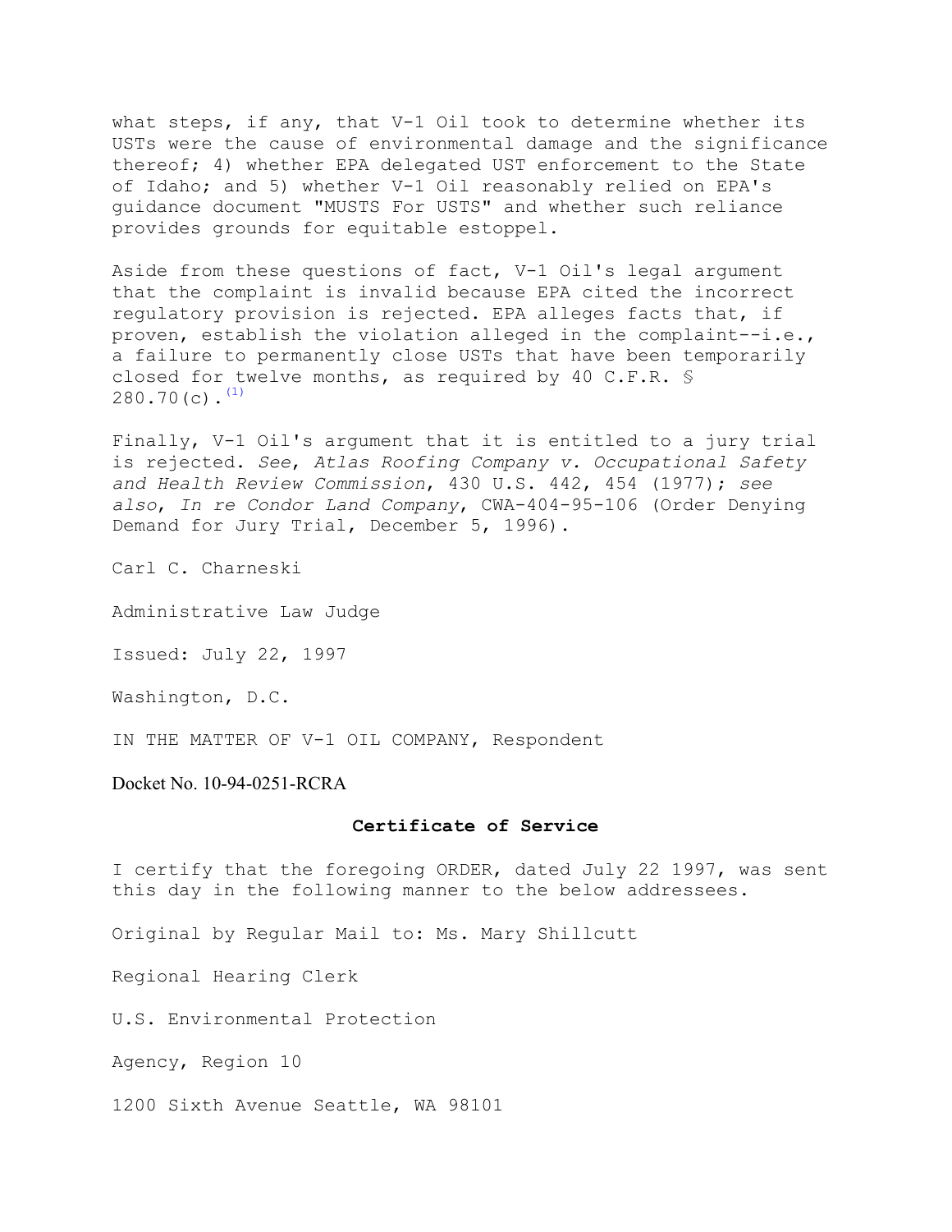what steps, if any, that V-1 Oil took to determine whether its USTs were the cause of environmental damage and the significance thereof; 4) whether EPA delegated UST enforcement to the State of Idaho; and 5) whether V-1 Oil reasonably relied on EPA's guidance document "MUSTS For USTS" and whether such reliance provides grounds for equitable estoppel.

Aside from these questions of fact, V-1 Oil's legal argument that the complaint is invalid because EPA cited the incorrect regulatory provision is rejected. EPA alleges facts that, if proven, establish the violation alleged in the complaint--i.e., a failure to permanently close USTs that have been temporarily closed for twelve months, as required by 40 C.F.R. § 280.70(c).[(1)]

Finally, V-1 Oil's argument that it is entitled to a jury trial is rejected. *See*, *Atlas Roofing Company v. Occupational Safety and Health Review Commission*, 430 U.S. 442, 454 (1977); *see also*, *In re Condor Land Company*, CWA-404-95-106 (Order Denying Demand for Jury Trial, December 5, 1996).

Carl C. Charneski

Administrative Law Judge

Issued: July 22, 1997

Washington, D.C.

IN THE MATTER OF V-1 OIL COMPANY, Respondent

Docket No. 10-94-0251-RCRA

## Certificate of Service

I certify that the foregoing ORDER, dated July 22 1997, was sent this day in the following manner to the below addressees.

Original by Regular Mail to: Ms. Mary Shillcutt

Regional Hearing Clerk

U.S. Environmental Protection

Agency, Region 10

1200 Sixth Avenue Seattle, WA 98101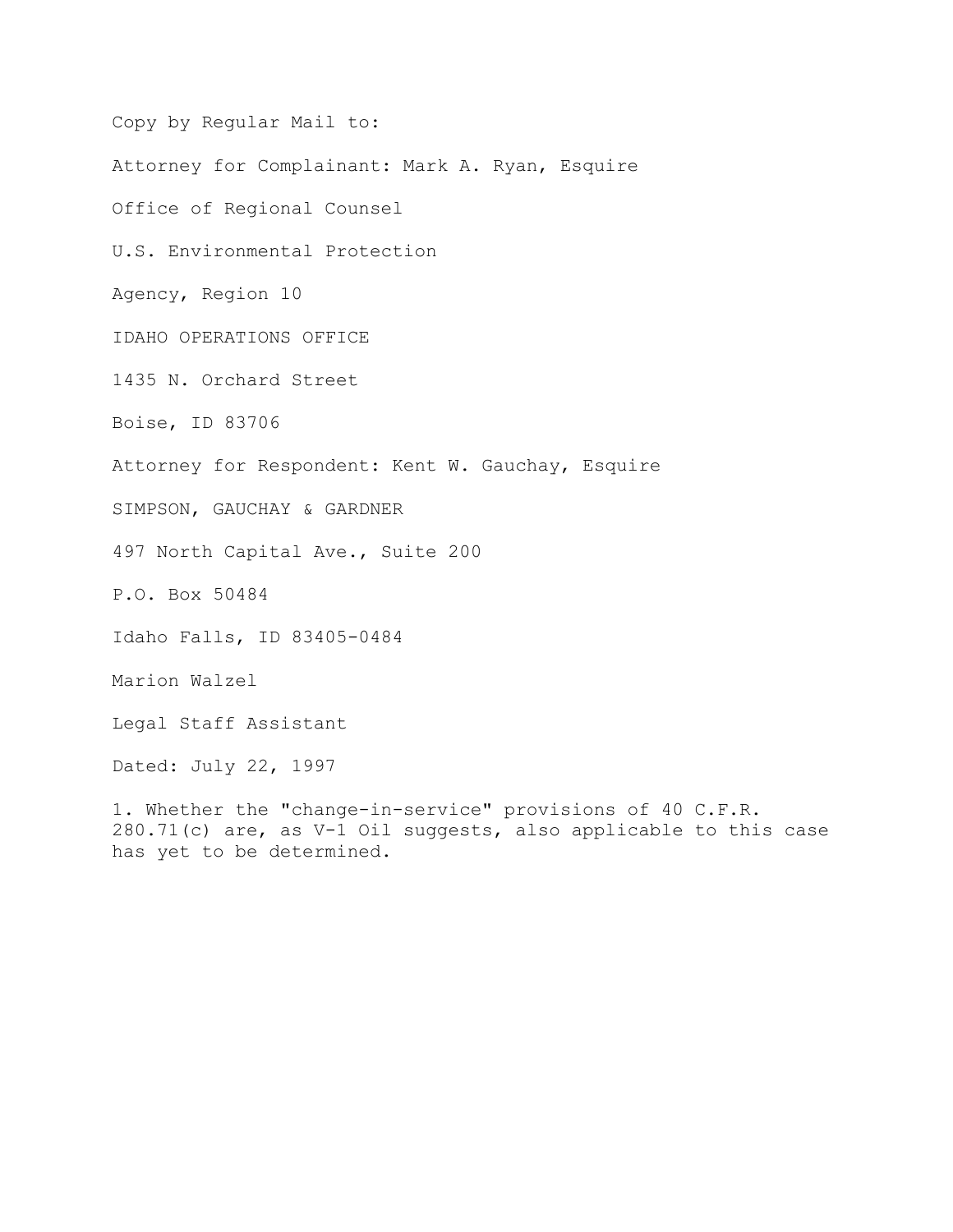Copy by Regular Mail to:

Attorney for Complainant: Mark A. Ryan, Esquire

Office of Regional Counsel

U.S. Environmental Protection

Agency, Region 10

IDAHO OPERATIONS OFFICE

1435 N. Orchard Street

Boise, ID 83706

Attorney for Respondent: Kent W. Gauchay, Esquire

SIMPSON, GAUCHAY & GARDNER

497 North Capital Ave., Suite 200

P.O. Box 50484

Idaho Falls, ID 83405-0484

Marion Walzel

Legal Staff Assistant

Dated: July 22, 1997

1. Whether the "change-in-service" provisions of 40 C.F.R. 280.71(c) are, as V-1 Oil suggests, also applicable to this case has yet to be determined.